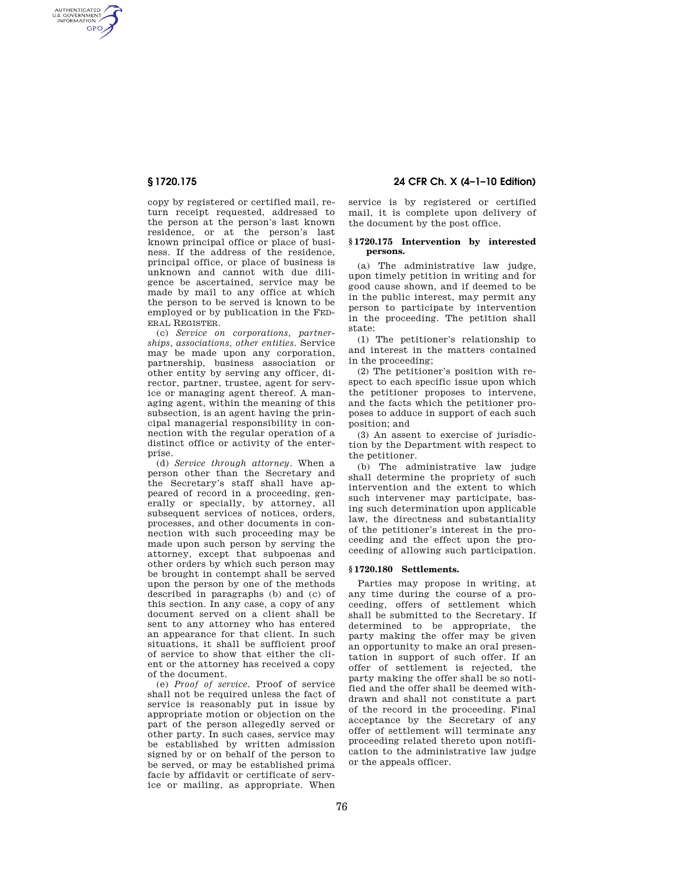copy by registered or certified mail, return receipt requested, addressed to the person at the person's last known residence, or at the person's last known principal office or place of business. If the address of the residence, principal office, or place of business is unknown and cannot with due diligence be ascertained, service may be made by mail to any office at which the person to be served is known to be employed or by publication in the FEDERAL REGISTER.

(c) *Service on corporations, partnerships, associations, other entities.* Service may be made upon any corporation, partnership, business association or other entity by serving any officer, director, partner, trustee, agent for service or managing agent thereof. A managing agent, within the meaning of this subsection, is an agent having the principal managerial responsibility in connection with the regular operation of a distinct office or activity of the enterprise.

(d) *Service through attorney.* When a person other than the Secretary and the Secretary's staff shall have appeared of record in a proceeding, generally or specially, by attorney, all subsequent services of notices, orders, processes, and other documents in connection with such proceeding may be made upon such person by serving the attorney, except that subpoenas and other orders by which such person may be brought in contempt shall be served upon the person by one of the methods described in paragraphs (b) and (c) of this section. In any case, a copy of any document served on a client shall be sent to any attorney who has entered an appearance for that client. In such situations, it shall be sufficient proof of service to show that either the client or the attorney has received a copy of the document.

(e) *Proof of service.* Proof of service shall not be required unless the fact of service is reasonably put in issue by appropriate motion or objection on the part of the person allegedly served or other party. In such cases, service may be established by written admission signed by or on behalf of the person to be served, or may be established prima facie by affidavit or certificate of service or mailing, as appropriate. When service is by registered or certified mail, it is complete upon delivery of the document by the post office.

### § 1720.175 Intervention by interested persons.

(a) The administrative law judge, upon timely petition in writing and for good cause shown, and if deemed to be in the public interest, may permit any person to participate by intervention in the proceeding. The petition shall state:

(1) The petitioner's relationship to and interest in the matters contained in the proceeding;

(2) The petitioner's position with respect to each specific issue upon which the petitioner proposes to intervene, and the facts which the petitioner proposes to adduce in support of each such position; and

(3) An assent to exercise of jurisdiction by the Department with respect to the petitioner.

(b) The administrative law judge shall determine the propriety of such intervention and the extent to which such intervener may participate, basing such determination upon applicable law, the directness and substantiality of the petitioner's interest in the proceeding and the effect upon the proceeding of allowing such participation.

### § 1720.180 Settlements.

Parties may propose in writing, at any time during the course of a proceeding, offers of settlement which shall be submitted to the Secretary. If determined to be appropriate, the party making the offer may be given an opportunity to make an oral presentation in support of such offer. If an offer of settlement is rejected, the party making the offer shall be so notified and the offer shall be deemed withdrawn and shall not constitute a part of the record in the proceeding. Final acceptance by the Secretary of any offer of settlement will terminate any proceeding related thereto upon notification to the administrative law judge or the appeals officer.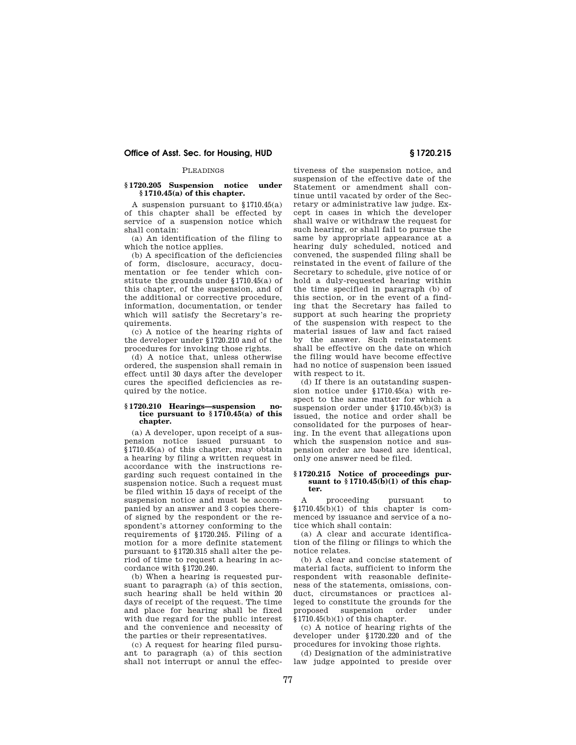PLEADINGS

### § 1720.205 Suspension notice under § 1710.45(a) of this chapter.

A suspension pursuant to §1710.45(a) of this chapter shall be effected by service of a suspension notice which shall contain:

(a) An identification of the filing to which the notice applies.

(b) A specification of the deficiencies of form, disclosure, accuracy, documentation or fee tender which constitute the grounds under §1710.45(a) of this chapter, of the suspension, and of the additional or corrective procedure, information, documentation, or tender which will satisfy the Secretary's requirements.

(c) A notice of the hearing rights of the developer under §1720.210 and of the procedures for invoking those rights.

(d) A notice that, unless otherwise ordered, the suspension shall remain in effect until 30 days after the developer cures the specified deficiencies as required by the notice.

### § 1720.210 Hearings—suspension notice pursuant to § 1710.45(a) of this chapter.

(a) A developer, upon receipt of a suspension notice issued pursuant to §1710.45(a) of this chapter, may obtain a hearing by filing a written request in accordance with the instructions regarding such request contained in the suspension notice. Such a request must be filed within 15 days of receipt of the suspension notice and must be accompanied by an answer and 3 copies thereof signed by the respondent or the respondent's attorney conforming to the requirements of §1720.245. Filing of a motion for a more definite statement pursuant to §1720.315 shall alter the period of time to request a hearing in accordance with §1720.240.

(b) When a hearing is requested pursuant to paragraph (a) of this section, such hearing shall be held within 20 days of receipt of the request. The time and place for hearing shall be fixed with due regard for the public interest and the convenience and necessity of the parties or their representatives.

(c) A request for hearing filed pursuant to paragraph (a) of this section shall not interrupt or annul the effectiveness of the suspension notice, and suspension of the effective date of the Statement or amendment shall continue until vacated by order of the Secretary or administrative law judge. Except in cases in which the developer shall waive or withdraw the request for such hearing, or shall fail to pursue the same by appropriate appearance at a hearing duly scheduled, noticed and convened, the suspended filing shall be reinstated in the event of failure of the Secretary to schedule, give notice of or hold a duly-requested hearing within the time specified in paragraph (b) of this section, or in the event of a finding that the Secretary has failed to support at such hearing the propriety of the suspension with respect to the material issues of law and fact raised by the answer. Such reinstatement shall be effective on the date on which the filing would have become effective had no notice of suspension been issued with respect to it.

(d) If there is an outstanding suspension notice under §1710.45(a) with respect to the same matter for which a suspension order under §1710.45(b)(3) is issued, the notice and order shall be consolidated for the purposes of hearing. In the event that allegations upon which the suspension notice and suspension order are based are identical, only one answer need be filed.

### § 1720.215 Notice of proceedings pursuant to § 1710.45(b)(1) of this chapter.

A proceeding pursuant to §1710.45(b)(1) of this chapter is commenced by issuance and service of a notice which shall contain:

(a) A clear and accurate identification of the filing or filings to which the notice relates.

(b) A clear and concise statement of material facts, sufficient to inform the respondent with reasonable definiteness of the statements, omissions, conduct, circumstances or practices alleged to constitute the grounds for the proposed suspension order under §1710.45(b)(1) of this chapter.

(c) A notice of hearing rights of the developer under §1720.220 and of the procedures for invoking those rights.

(d) Designation of the administrative law judge appointed to preside over